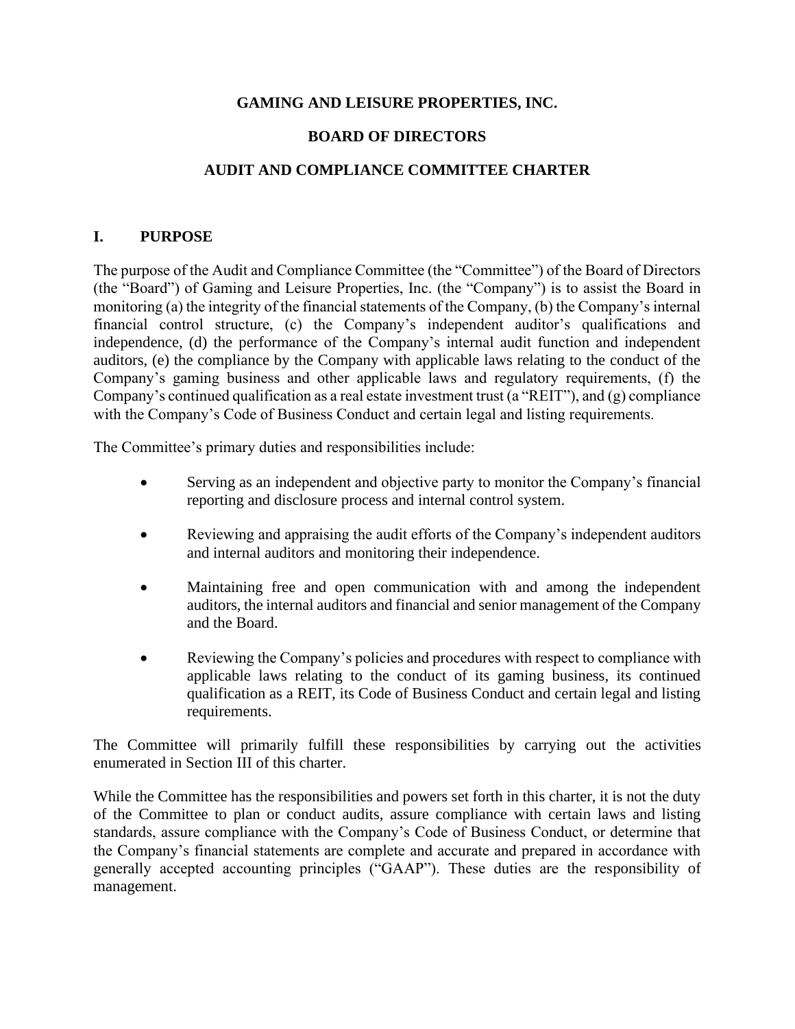# GAMING AND LEISURE PROPERTIES, INC.

# BOARD OF DIRECTORS

# AUDIT AND COMPLIANCE COMMITTEE CHARTER

## I. PURPOSE

The purpose of the Audit and Compliance Committee (the "Committee") of the Board of Directors (the "Board") of Gaming and Leisure Properties, Inc. (the "Company") is to assist the Board in monitoring (a) the integrity of the financial statements of the Company, (b) the Company's internal financial control structure, (c) the Company's independent auditor's qualifications and independence, (d) the performance of the Company's internal audit function and independent auditors, (e) the compliance by the Company with applicable laws relating to the conduct of the Company's gaming business and other applicable laws and regulatory requirements, (f) the Company's continued qualification as a real estate investment trust (a "REIT"), and (g) compliance with the Company's Code of Business Conduct and certain legal and listing requirements.

The Committee's primary duties and responsibilities include:

- Serving as an independent and objective party to monitor the Company's financial reporting and disclosure process and internal control system.
- Reviewing and appraising the audit efforts of the Company's independent auditors and internal auditors and monitoring their independence.
- Maintaining free and open communication with and among the independent auditors, the internal auditors and financial and senior management of the Company and the Board.
- Reviewing the Company's policies and procedures with respect to compliance with applicable laws relating to the conduct of its gaming business, its continued qualification as a REIT, its Code of Business Conduct and certain legal and listing requirements.

The Committee will primarily fulfill these responsibilities by carrying out the activities enumerated in Section III of this charter.

While the Committee has the responsibilities and powers set forth in this charter, it is not the duty of the Committee to plan or conduct audits, assure compliance with certain laws and listing standards, assure compliance with the Company's Code of Business Conduct, or determine that the Company's financial statements are complete and accurate and prepared in accordance with generally accepted accounting principles ("GAAP"). These duties are the responsibility of management.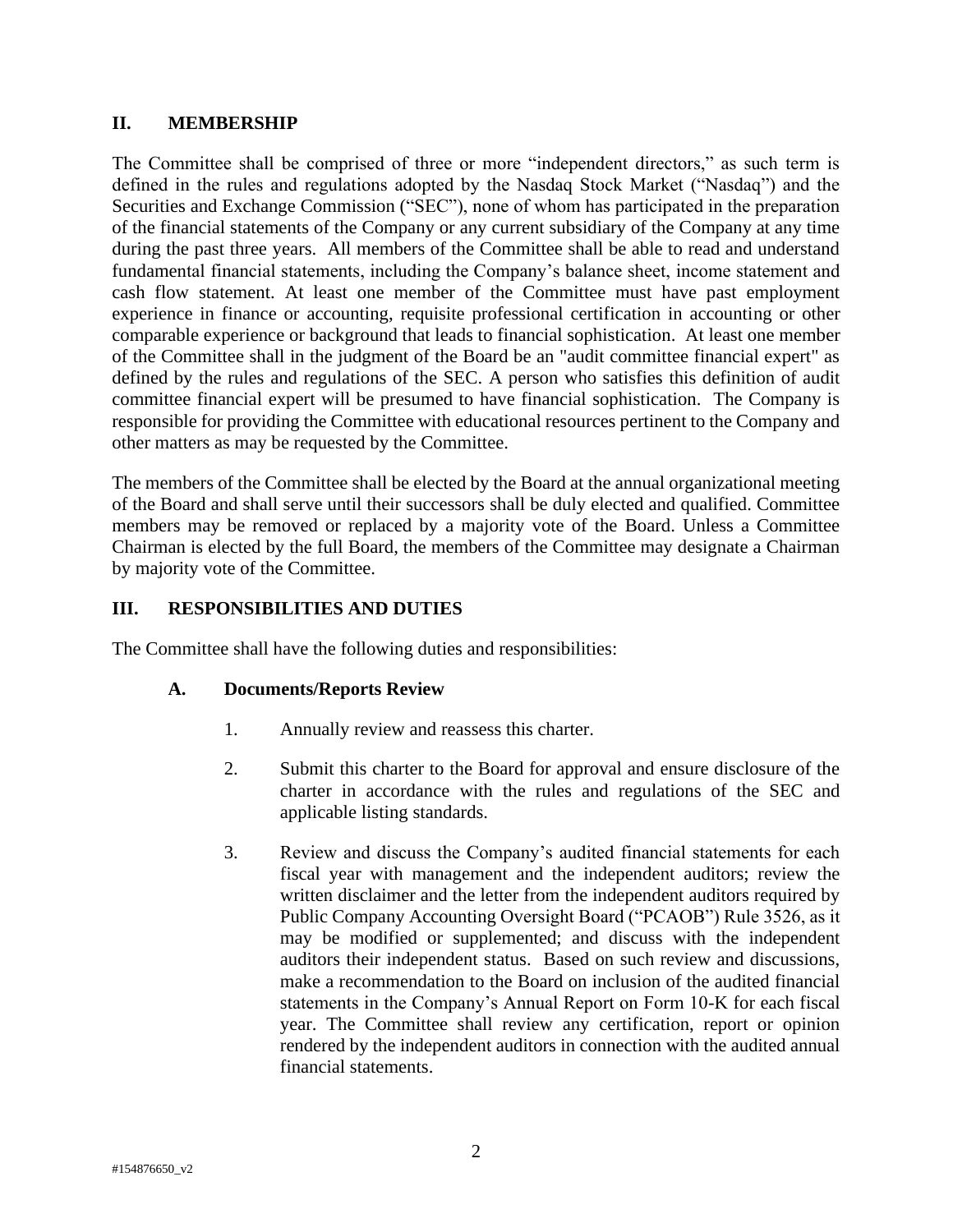## II. MEMBERSHIP

The Committee shall be comprised of three or more "independent directors," as such term is defined in the rules and regulations adopted by the Nasdaq Stock Market ("Nasdaq") and the Securities and Exchange Commission ("SEC"), none of whom has participated in the preparation of the financial statements of the Company or any current subsidiary of the Company at any time during the past three years. All members of the Committee shall be able to read and understand fundamental financial statements, including the Company's balance sheet, income statement and cash flow statement. At least one member of the Committee must have past employment experience in finance or accounting, requisite professional certification in accounting or other comparable experience or background that leads to financial sophistication. At least one member of the Committee shall in the judgment of the Board be an "audit committee financial expert" as defined by the rules and regulations of the SEC. A person who satisfies this definition of audit committee financial expert will be presumed to have financial sophistication. The Company is responsible for providing the Committee with educational resources pertinent to the Company and other matters as may be requested by the Committee.

The members of the Committee shall be elected by the Board at the annual organizational meeting of the Board and shall serve until their successors shall be duly elected and qualified. Committee members may be removed or replaced by a majority vote of the Board. Unless a Committee Chairman is elected by the full Board, the members of the Committee may designate a Chairman by majority vote of the Committee.

## III. RESPONSIBILITIES AND DUTIES

The Committee shall have the following duties and responsibilities:

### A. Documents/Reports Review

1. Annually review and reassess this charter.

2. Submit this charter to the Board for approval and ensure disclosure of the charter in accordance with the rules and regulations of the SEC and applicable listing standards.

3. Review and discuss the Company's audited financial statements for each fiscal year with management and the independent auditors; review the written disclaimer and the letter from the independent auditors required by Public Company Accounting Oversight Board ("PCAOB") Rule 3526, as it may be modified or supplemented; and discuss with the independent auditors their independent status. Based on such review and discussions, make a recommendation to the Board on inclusion of the audited financial statements in the Company's Annual Report on Form 10-K for each fiscal year. The Committee shall review any certification, report or opinion rendered by the independent auditors in connection with the audited annual financial statements.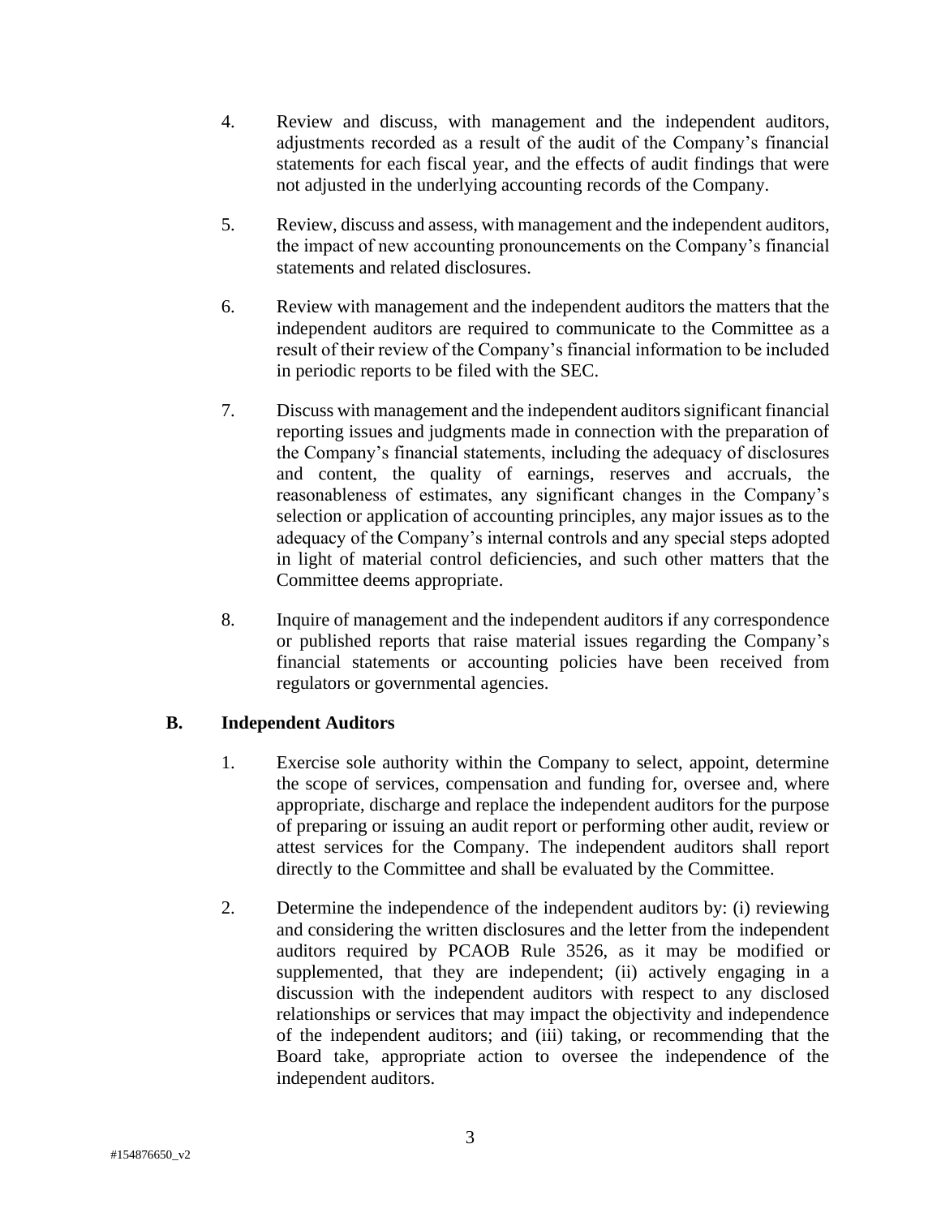4. Review and discuss, with management and the independent auditors, adjustments recorded as a result of the audit of the Company's financial statements for each fiscal year, and the effects of audit findings that were not adjusted in the underlying accounting records of the Company.

5. Review, discuss and assess, with management and the independent auditors, the impact of new accounting pronouncements on the Company's financial statements and related disclosures.

6. Review with management and the independent auditors the matters that the independent auditors are required to communicate to the Committee as a result of their review of the Company's financial information to be included in periodic reports to be filed with the SEC.

7. Discuss with management and the independent auditors significant financial reporting issues and judgments made in connection with the preparation of the Company's financial statements, including the adequacy of disclosures and content, the quality of earnings, reserves and accruals, the reasonableness of estimates, any significant changes in the Company's selection or application of accounting principles, any major issues as to the adequacy of the Company's internal controls and any special steps adopted in light of material control deficiencies, and such other matters that the Committee deems appropriate.

8. Inquire of management and the independent auditors if any correspondence or published reports that raise material issues regarding the Company's financial statements or accounting policies have been received from regulators or governmental agencies.

### B. Independent Auditors

1. Exercise sole authority within the Company to select, appoint, determine the scope of services, compensation and funding for, oversee and, where appropriate, discharge and replace the independent auditors for the purpose of preparing or issuing an audit report or performing other audit, review or attest services for the Company. The independent auditors shall report directly to the Committee and shall be evaluated by the Committee.

2. Determine the independence of the independent auditors by: (i) reviewing and considering the written disclosures and the letter from the independent auditors required by PCAOB Rule 3526, as it may be modified or supplemented, that they are independent; (ii) actively engaging in a discussion with the independent auditors with respect to any disclosed relationships or services that may impact the objectivity and independence of the independent auditors; and (iii) taking, or recommending that the Board take, appropriate action to oversee the independence of the independent auditors.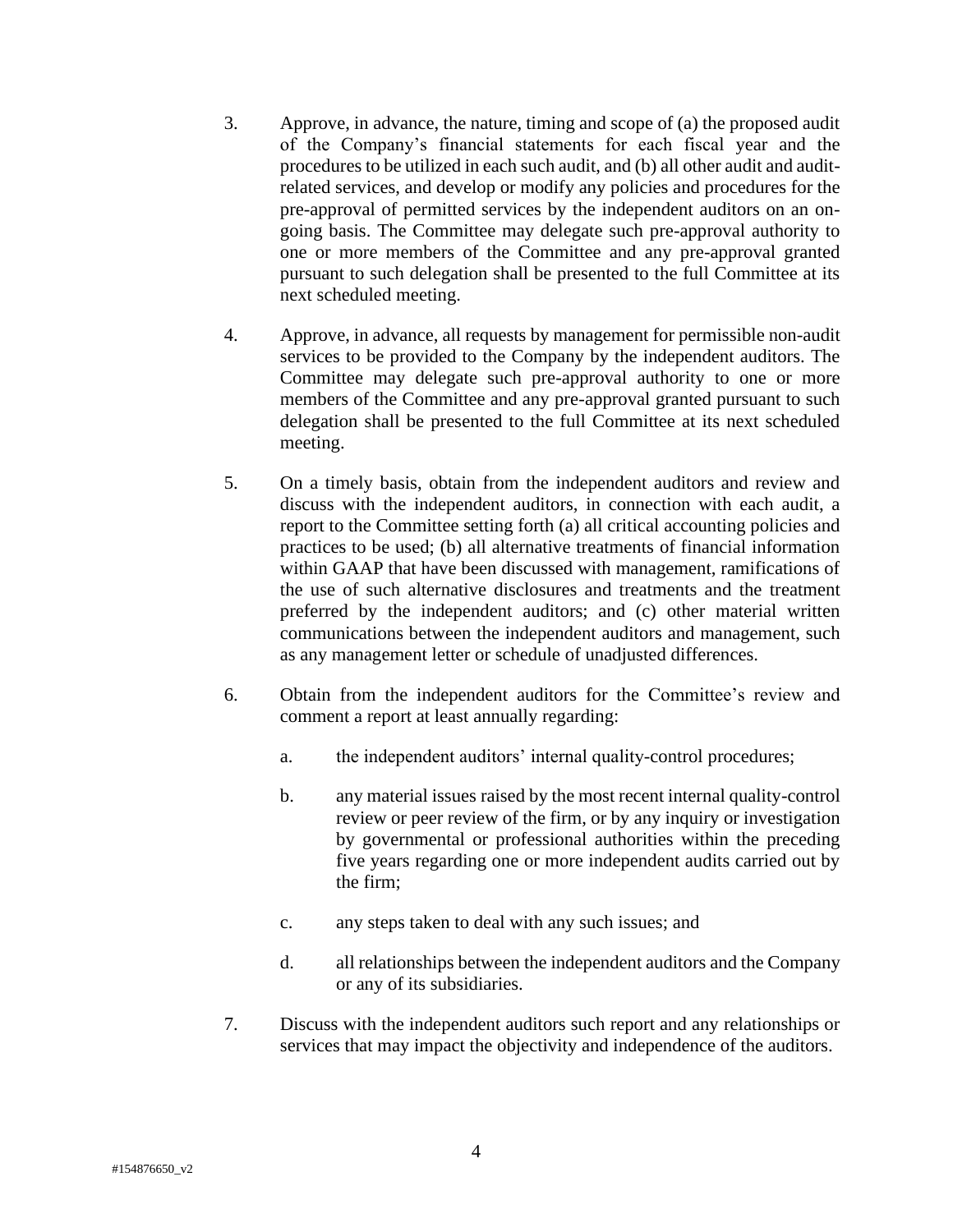3. Approve, in advance, the nature, timing and scope of (a) the proposed audit of the Company's financial statements for each fiscal year and the procedures to be utilized in each such audit, and (b) all other audit and audit-related services, and develop or modify any policies and procedures for the pre-approval of permitted services by the independent auditors on an on-going basis. The Committee may delegate such pre-approval authority to one or more members of the Committee and any pre-approval granted pursuant to such delegation shall be presented to the full Committee at its next scheduled meeting.

4. Approve, in advance, all requests by management for permissible non-audit services to be provided to the Company by the independent auditors. The Committee may delegate such pre-approval authority to one or more members of the Committee and any pre-approval granted pursuant to such delegation shall be presented to the full Committee at its next scheduled meeting.

5. On a timely basis, obtain from the independent auditors and review and discuss with the independent auditors, in connection with each audit, a report to the Committee setting forth (a) all critical accounting policies and practices to be used; (b) all alternative treatments of financial information within GAAP that have been discussed with management, ramifications of the use of such alternative disclosures and treatments and the treatment preferred by the independent auditors; and (c) other material written communications between the independent auditors and management, such as any management letter or schedule of unadjusted differences.

6. Obtain from the independent auditors for the Committee's review and comment a report at least annually regarding:

   a. the independent auditors' internal quality-control procedures;

   b. any material issues raised by the most recent internal quality-control review or peer review of the firm, or by any inquiry or investigation by governmental or professional authorities within the preceding five years regarding one or more independent audits carried out by the firm;

   c. any steps taken to deal with any such issues; and

   d. all relationships between the independent auditors and the Company or any of its subsidiaries.

7. Discuss with the independent auditors such report and any relationships or services that may impact the objectivity and independence of the auditors.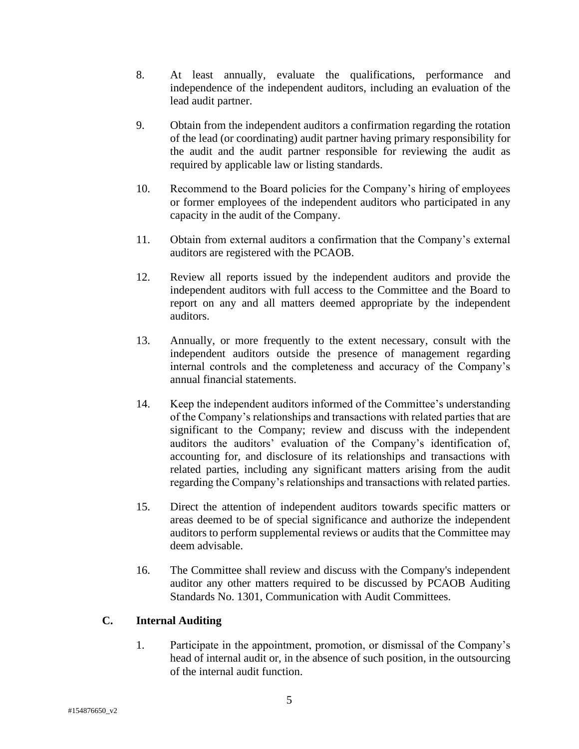8. At least annually, evaluate the qualifications, performance and independence of the independent auditors, including an evaluation of the lead audit partner.

9. Obtain from the independent auditors a confirmation regarding the rotation of the lead (or coordinating) audit partner having primary responsibility for the audit and the audit partner responsible for reviewing the audit as required by applicable law or listing standards.

10. Recommend to the Board policies for the Company's hiring of employees or former employees of the independent auditors who participated in any capacity in the audit of the Company.

11. Obtain from external auditors a confirmation that the Company's external auditors are registered with the PCAOB.

12. Review all reports issued by the independent auditors and provide the independent auditors with full access to the Committee and the Board to report on any and all matters deemed appropriate by the independent auditors.

13. Annually, or more frequently to the extent necessary, consult with the independent auditors outside the presence of management regarding internal controls and the completeness and accuracy of the Company's annual financial statements.

14. Keep the independent auditors informed of the Committee's understanding of the Company's relationships and transactions with related parties that are significant to the Company; review and discuss with the independent auditors the auditors' evaluation of the Company's identification of, accounting for, and disclosure of its relationships and transactions with related parties, including any significant matters arising from the audit regarding the Company's relationships and transactions with related parties.

15. Direct the attention of independent auditors towards specific matters or areas deemed to be of special significance and authorize the independent auditors to perform supplemental reviews or audits that the Committee may deem advisable.

16. The Committee shall review and discuss with the Company's independent auditor any other matters required to be discussed by PCAOB Auditing Standards No. 1301, Communication with Audit Committees.

### C. Internal Auditing

1. Participate in the appointment, promotion, or dismissal of the Company's head of internal audit or, in the absence of such position, in the outsourcing of the internal audit function.

#154876650_v2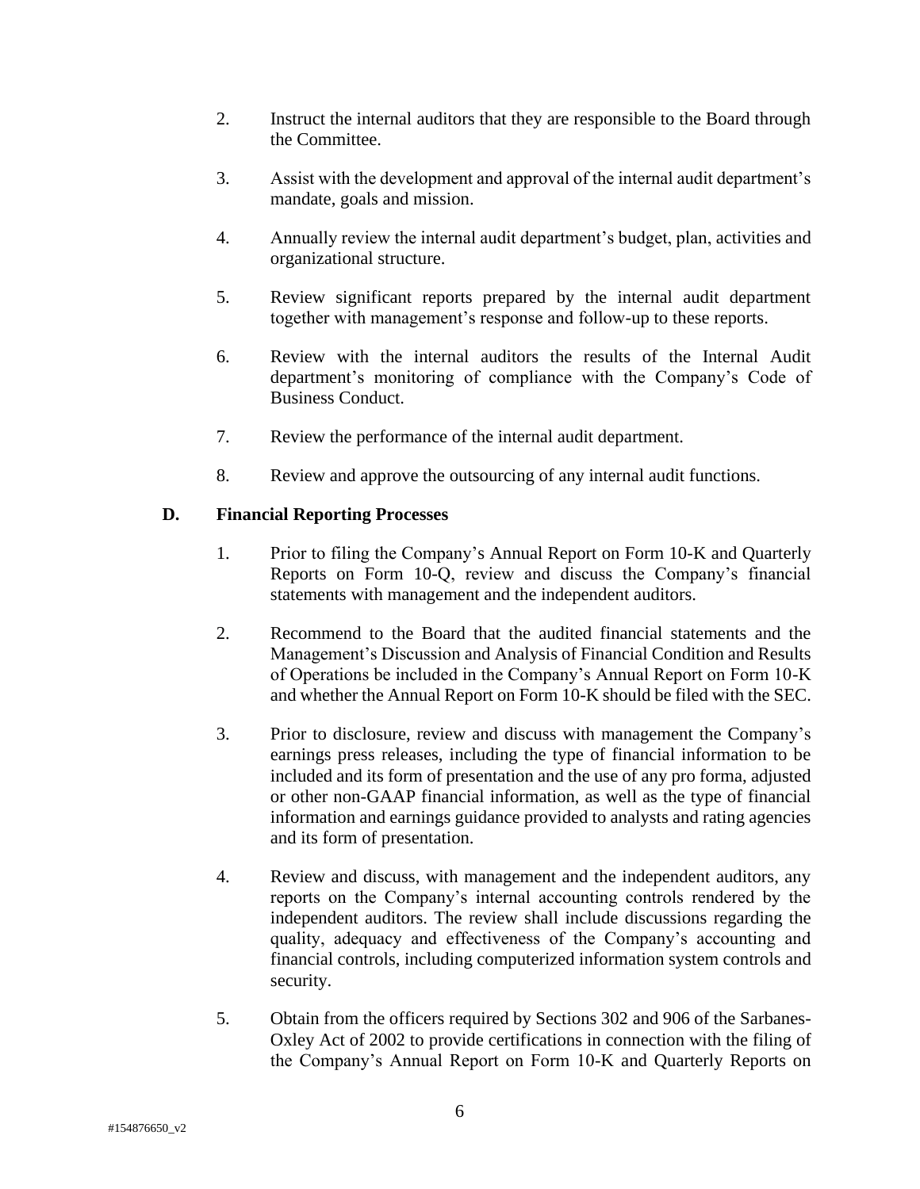2. Instruct the internal auditors that they are responsible to the Board through the Committee.

3. Assist with the development and approval of the internal audit department's mandate, goals and mission.

4. Annually review the internal audit department's budget, plan, activities and organizational structure.

5. Review significant reports prepared by the internal audit department together with management's response and follow-up to these reports.

6. Review with the internal auditors the results of the Internal Audit department's monitoring of compliance with the Company's Code of Business Conduct.

7. Review the performance of the internal audit department.

8. Review and approve the outsourcing of any internal audit functions.

**D. Financial Reporting Processes**

1. Prior to filing the Company's Annual Report on Form 10-K and Quarterly Reports on Form 10-Q, review and discuss the Company's financial statements with management and the independent auditors.

2. Recommend to the Board that the audited financial statements and the Management's Discussion and Analysis of Financial Condition and Results of Operations be included in the Company's Annual Report on Form 10-K and whether the Annual Report on Form 10-K should be filed with the SEC.

3. Prior to disclosure, review and discuss with management the Company's earnings press releases, including the type of financial information to be included and its form of presentation and the use of any pro forma, adjusted or other non-GAAP financial information, as well as the type of financial information and earnings guidance provided to analysts and rating agencies and its form of presentation.

4. Review and discuss, with management and the independent auditors, any reports on the Company's internal accounting controls rendered by the independent auditors. The review shall include discussions regarding the quality, adequacy and effectiveness of the Company's accounting and financial controls, including computerized information system controls and security.

5. Obtain from the officers required by Sections 302 and 906 of the Sarbanes-Oxley Act of 2002 to provide certifications in connection with the filing of the Company's Annual Report on Form 10-K and Quarterly Reports on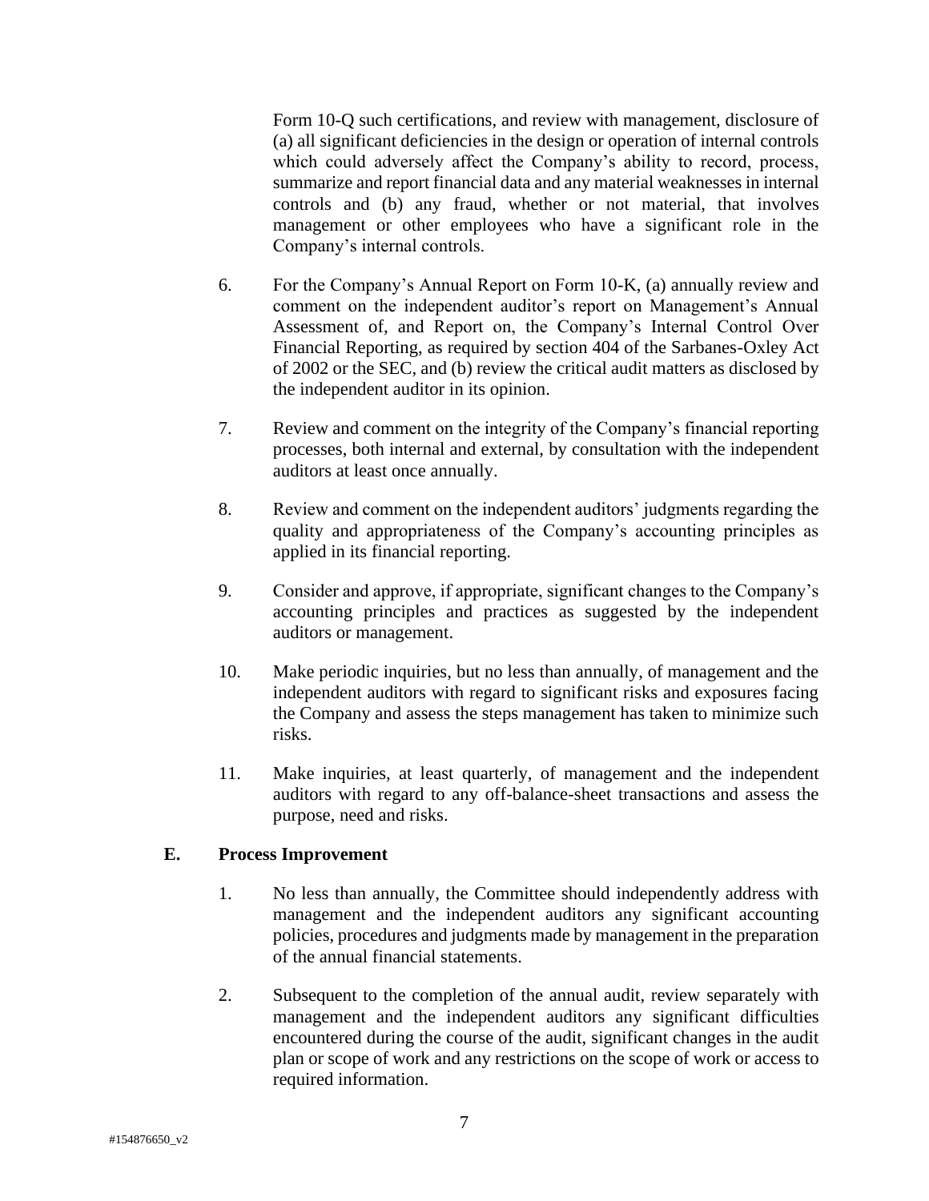Form 10-Q such certifications, and review with management, disclosure of (a) all significant deficiencies in the design or operation of internal controls which could adversely affect the Company's ability to record, process, summarize and report financial data and any material weaknesses in internal controls and (b) any fraud, whether or not material, that involves management or other employees who have a significant role in the Company's internal controls.

6. For the Company's Annual Report on Form 10-K, (a) annually review and comment on the independent auditor's report on Management's Annual Assessment of, and Report on, the Company's Internal Control Over Financial Reporting, as required by section 404 of the Sarbanes-Oxley Act of 2002 or the SEC, and (b) review the critical audit matters as disclosed by the independent auditor in its opinion.

7. Review and comment on the integrity of the Company's financial reporting processes, both internal and external, by consultation with the independent auditors at least once annually.

8. Review and comment on the independent auditors' judgments regarding the quality and appropriateness of the Company's accounting principles as applied in its financial reporting.

9. Consider and approve, if appropriate, significant changes to the Company's accounting principles and practices as suggested by the independent auditors or management.

10. Make periodic inquiries, but no less than annually, of management and the independent auditors with regard to significant risks and exposures facing the Company and assess the steps management has taken to minimize such risks.

11. Make inquiries, at least quarterly, of management and the independent auditors with regard to any off-balance-sheet transactions and assess the purpose, need and risks.

**E. Process Improvement**

1. No less than annually, the Committee should independently address with management and the independent auditors any significant accounting policies, procedures and judgments made by management in the preparation of the annual financial statements.

2. Subsequent to the completion of the annual audit, review separately with management and the independent auditors any significant difficulties encountered during the course of the audit, significant changes in the audit plan or scope of work and any restrictions on the scope of work or access to required information.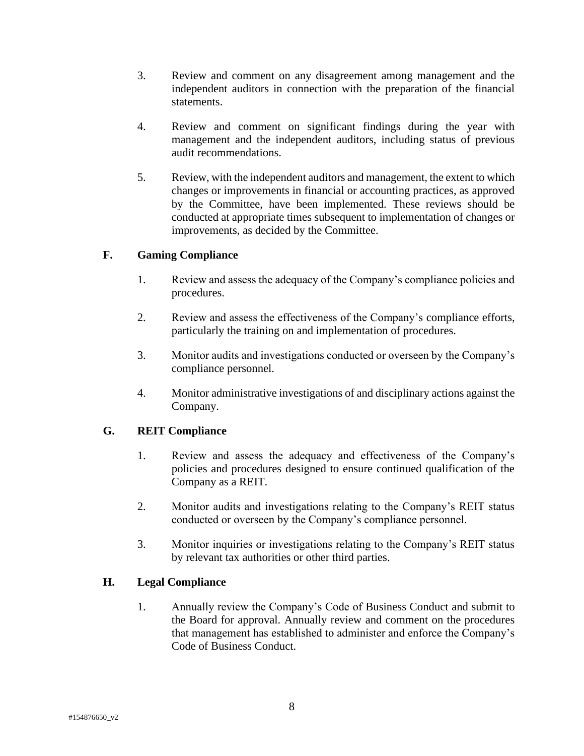3. Review and comment on any disagreement among management and the independent auditors in connection with the preparation of the financial statements.

4. Review and comment on significant findings during the year with management and the independent auditors, including status of previous audit recommendations.

5. Review, with the independent auditors and management, the extent to which changes or improvements in financial or accounting practices, as approved by the Committee, have been implemented. These reviews should be conducted at appropriate times subsequent to implementation of changes or improvements, as decided by the Committee.

## F. Gaming Compliance

1. Review and assess the adequacy of the Company's compliance policies and procedures.

2. Review and assess the effectiveness of the Company's compliance efforts, particularly the training on and implementation of procedures.

3. Monitor audits and investigations conducted or overseen by the Company's compliance personnel.

4. Monitor administrative investigations of and disciplinary actions against the Company.

## G. REIT Compliance

1. Review and assess the adequacy and effectiveness of the Company's policies and procedures designed to ensure continued qualification of the Company as a REIT.

2. Monitor audits and investigations relating to the Company's REIT status conducted or overseen by the Company's compliance personnel.

3. Monitor inquiries or investigations relating to the Company's REIT status by relevant tax authorities or other third parties.

## H. Legal Compliance

1. Annually review the Company's Code of Business Conduct and submit to the Board for approval. Annually review and comment on the procedures that management has established to administer and enforce the Company's Code of Business Conduct.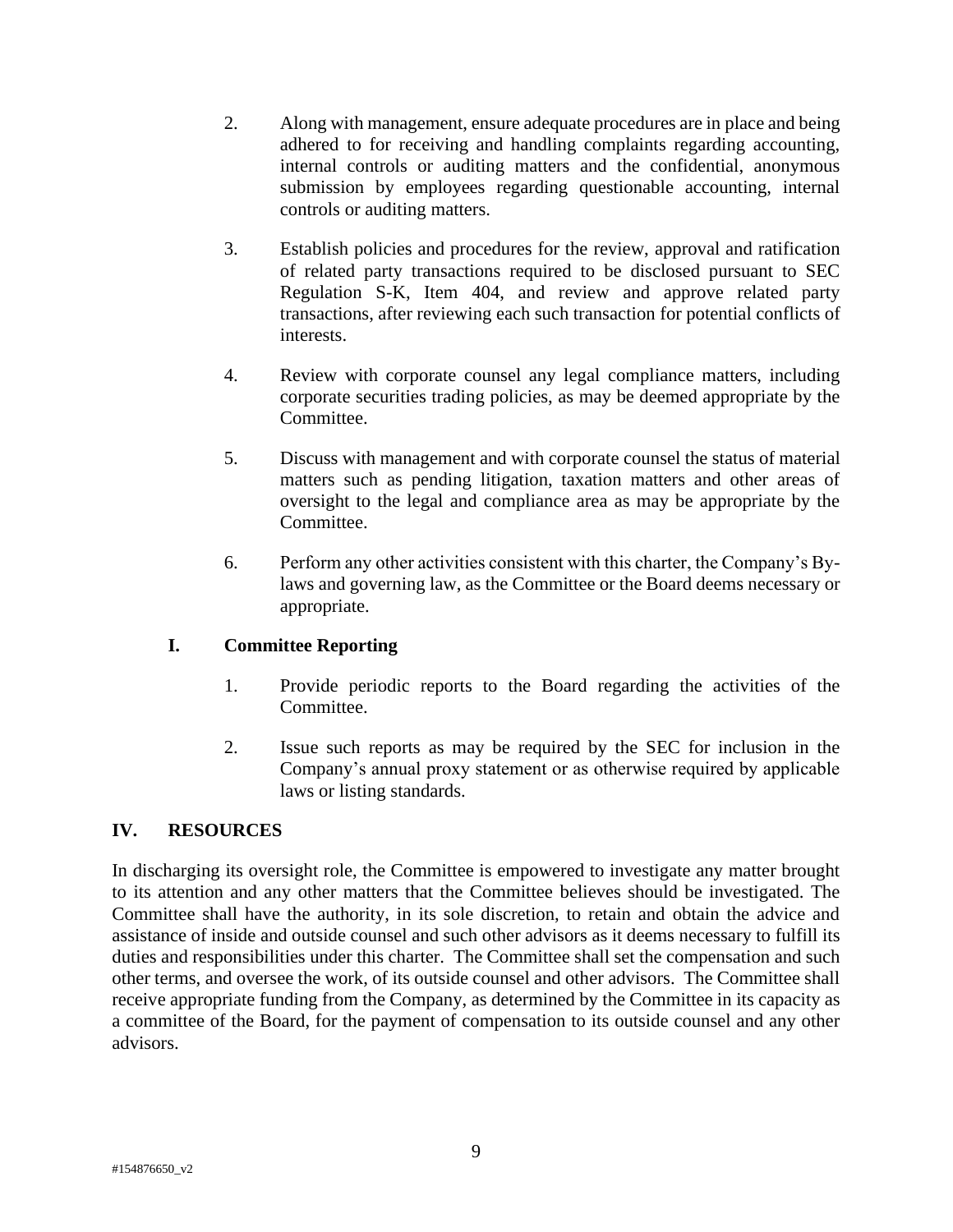2. Along with management, ensure adequate procedures are in place and being adhered to for receiving and handling complaints regarding accounting, internal controls or auditing matters and the confidential, anonymous submission by employees regarding questionable accounting, internal controls or auditing matters.

3. Establish policies and procedures for the review, approval and ratification of related party transactions required to be disclosed pursuant to SEC Regulation S-K, Item 404, and review and approve related party transactions, after reviewing each such transaction for potential conflicts of interests.

4. Review with corporate counsel any legal compliance matters, including corporate securities trading policies, as may be deemed appropriate by the Committee.

5. Discuss with management and with corporate counsel the status of material matters such as pending litigation, taxation matters and other areas of oversight to the legal and compliance area as may be appropriate by the Committee.

6. Perform any other activities consistent with this charter, the Company's By-laws and governing law, as the Committee or the Board deems necessary or appropriate.

### I. Committee Reporting

1. Provide periodic reports to the Board regarding the activities of the Committee.

2. Issue such reports as may be required by the SEC for inclusion in the Company's annual proxy statement or as otherwise required by applicable laws or listing standards.

## IV. RESOURCES

In discharging its oversight role, the Committee is empowered to investigate any matter brought to its attention and any other matters that the Committee believes should be investigated. The Committee shall have the authority, in its sole discretion, to retain and obtain the advice and assistance of inside and outside counsel and such other advisors as it deems necessary to fulfill its duties and responsibilities under this charter. The Committee shall set the compensation and such other terms, and oversee the work, of its outside counsel and other advisors. The Committee shall receive appropriate funding from the Company, as determined by the Committee in its capacity as a committee of the Board, for the payment of compensation to its outside counsel and any other advisors.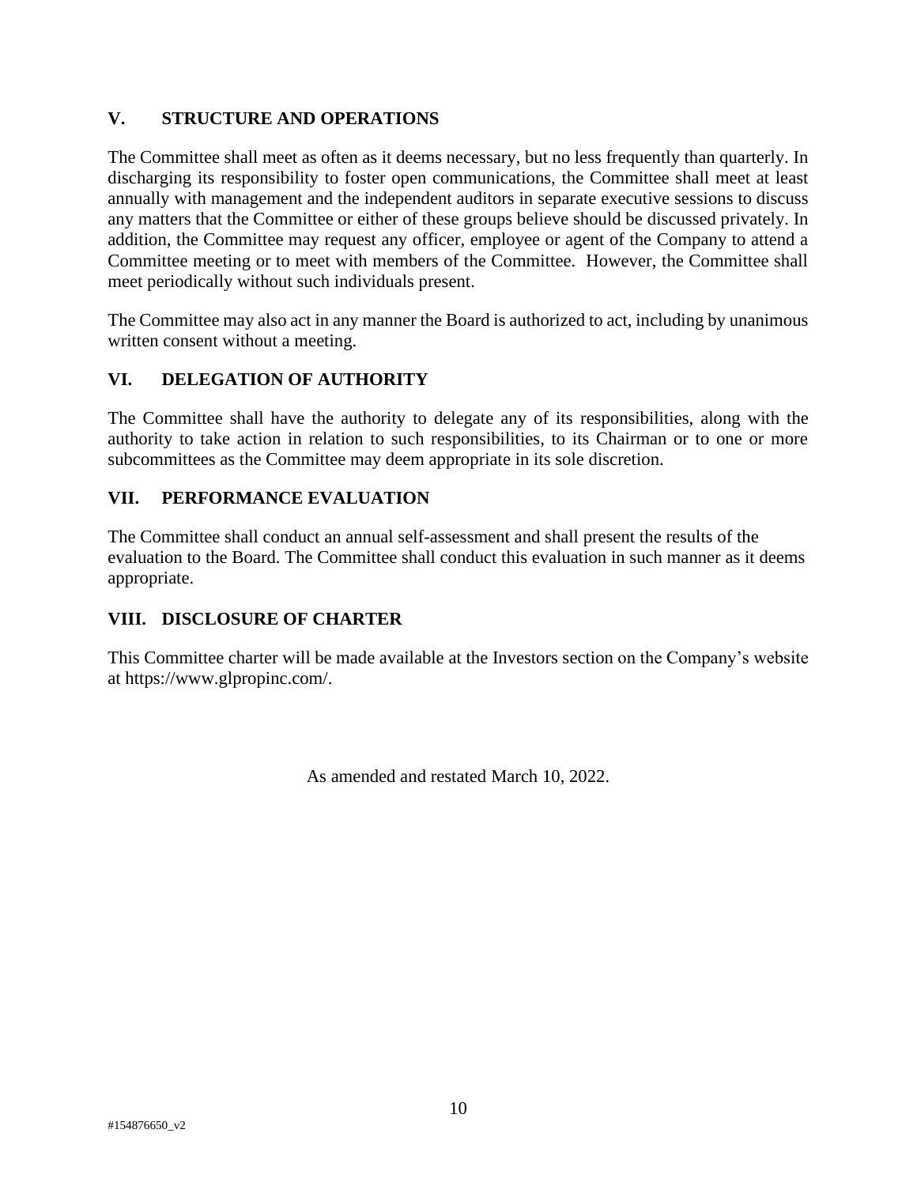## V. STRUCTURE AND OPERATIONS

The Committee shall meet as often as it deems necessary, but no less frequently than quarterly. In discharging its responsibility to foster open communications, the Committee shall meet at least annually with management and the independent auditors in separate executive sessions to discuss any matters that the Committee or either of these groups believe should be discussed privately. In addition, the Committee may request any officer, employee or agent of the Company to attend a Committee meeting or to meet with members of the Committee. However, the Committee shall meet periodically without such individuals present.

The Committee may also act in any manner the Board is authorized to act, including by unanimous written consent without a meeting.

## VI. DELEGATION OF AUTHORITY

The Committee shall have the authority to delegate any of its responsibilities, along with the authority to take action in relation to such responsibilities, to its Chairman or to one or more subcommittees as the Committee may deem appropriate in its sole discretion.

## VII. PERFORMANCE EVALUATION

The Committee shall conduct an annual self-assessment and shall present the results of the evaluation to the Board. The Committee shall conduct this evaluation in such manner as it deems appropriate.

## VIII. DISCLOSURE OF CHARTER

This Committee charter will be made available at the Investors section on the Company's website at https://www.glpropinc.com/.

As amended and restated March 10, 2022.

#154876650_v2